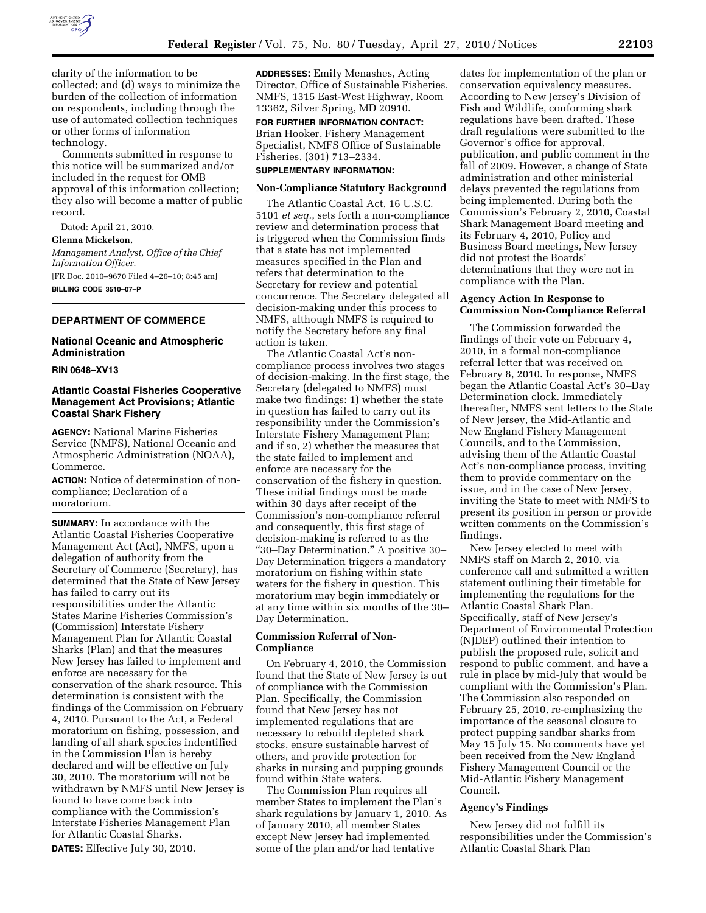clarity of the information to be collected; and (d) ways to minimize the burden of the collection of information on respondents, including through the use of automated collection techniques or other forms of information technology.

Comments submitted in response to this notice will be summarized and/or included in the request for OMB approval of this information collection; they also will become a matter of public record.

Dated: April 21, 2010.

**Glenna Mickelson,**

*Management Analyst, Office of the Chief Information Officer.*

[FR Doc. 2010–9670 Filed 4–26–10; 8:45 am]

**BILLING CODE 3510–07–P**

## DEPARTMENT OF COMMERCE

### National Oceanic and Atmospheric Administration

**RIN 0648–XV13**

### Atlantic Coastal Fisheries Cooperative Management Act Provisions; Atlantic Coastal Shark Fishery

**AGENCY:** National Marine Fisheries Service (NMFS), National Oceanic and Atmospheric Administration (NOAA), Commerce.

**ACTION:** Notice of determination of non-compliance; Declaration of a moratorium.

**SUMMARY:** In accordance with the Atlantic Coastal Fisheries Cooperative Management Act (Act), NMFS, upon a delegation of authority from the Secretary of Commerce (Secretary), has determined that the State of New Jersey has failed to carry out its responsibilities under the Atlantic States Marine Fisheries Commission's (Commission) Interstate Fishery Management Plan for Atlantic Coastal Sharks (Plan) and that the measures New Jersey has failed to implement and enforce are necessary for the conservation of the shark resource. This determination is consistent with the findings of the Commission on February 4, 2010. Pursuant to the Act, a Federal moratorium on fishing, possession, and landing of all shark species indentified in the Commission Plan is hereby declared and will be effective on July 30, 2010. The moratorium will not be withdrawn by NMFS until New Jersey is found to have come back into compliance with the Commission's Interstate Fisheries Management Plan for Atlantic Coastal Sharks.

**DATES:** Effective July 30, 2010.

**ADDRESSES:** Emily Menashes, Acting Director, Office of Sustainable Fisheries, NMFS, 1315 East-West Highway, Room 13362, Silver Spring, MD 20910.

**FOR FURTHER INFORMATION CONTACT:** Brian Hooker, Fishery Management Specialist, NMFS Office of Sustainable Fisheries, (301) 713–2334.

**SUPPLEMENTARY INFORMATION:**

#### Non-Compliance Statutory Background

The Atlantic Coastal Act, 16 U.S.C. 5101 *et seq.*, sets forth a non-compliance review and determination process that is triggered when the Commission finds that a state has not implemented measures specified in the Plan and refers that determination to the Secretary for review and potential concurrence. The Secretary delegated all decision-making under this process to NMFS, although NMFS is required to notify the Secretary before any final action is taken.

The Atlantic Coastal Act's non-compliance process involves two stages of decision-making. In the first stage, the Secretary (delegated to NMFS) must make two findings: 1) whether the state in question has failed to carry out its responsibility under the Commission's Interstate Fishery Management Plan; and if so, 2) whether the measures that the state failed to implement and enforce are necessary for the conservation of the fishery in question. These initial findings must be made within 30 days after receipt of the Commission's non-compliance referral and consequently, this first stage of decision-making is referred to as the "30–Day Determination." A positive 30–Day Determination triggers a mandatory moratorium on fishing within state waters for the fishery in question. This moratorium may begin immediately or at any time within six months of the 30–Day Determination.

#### Commission Referral of Non-Compliance

On February 4, 2010, the Commission found that the State of New Jersey is out of compliance with the Commission Plan. Specifically, the Commission found that New Jersey has not implemented regulations that are necessary to rebuild depleted shark stocks, ensure sustainable harvest of others, and provide protection for sharks in nursing and pupping grounds found within State waters.

The Commission Plan requires all member States to implement the Plan's shark regulations by January 1, 2010. As of January 2010, all member States except New Jersey had implemented some of the plan and/or had tentative dates for implementation of the plan or conservation equivalency measures. According to New Jersey's Division of Fish and Wildlife, conforming shark regulations have been drafted. These draft regulations were submitted to the Governor's office for approval, publication, and public comment in the fall of 2009. However, a change of State administration and other ministerial delays prevented the regulations from being implemented. During both the Commission's February 2, 2010, Coastal Shark Management Board meeting and its February 4, 2010, Policy and Business Board meetings, New Jersey did not protest the Boards' determinations that they were not in compliance with the Plan.

#### Agency Action In Response to Commission Non-Compliance Referral

The Commission forwarded the findings of their vote on February 4, 2010, in a formal non-compliance referral letter that was received on February 8, 2010. In response, NMFS began the Atlantic Coastal Act's 30–Day Determination clock. Immediately thereafter, NMFS sent letters to the State of New Jersey, the Mid-Atlantic and New England Fishery Management Councils, and to the Commission, advising them of the Atlantic Coastal Act's non-compliance process, inviting them to provide commentary on the issue, and in the case of New Jersey, inviting the State to meet with NMFS to present its position in person or provide written comments on the Commission's findings.

New Jersey elected to meet with NMFS staff on March 2, 2010, via conference call and submitted a written statement outlining their timetable for implementing the regulations for the Atlantic Coastal Shark Plan. Specifically, staff of New Jersey's Department of Environmental Protection (NJDEP) outlined their intention to publish the proposed rule, solicit and respond to public comment, and have a rule in place by mid-July that would be compliant with the Commission's Plan. The Commission also responded on February 25, 2010, re-emphasizing the importance of the seasonal closure to protect pupping sandbar sharks from May 15 July 15. No comments have yet been received from the New England Fishery Management Council or the Mid-Atlantic Fishery Management Council.

#### Agency's Findings

New Jersey did not fulfill its responsibilities under the Commission's Atlantic Coastal Shark Plan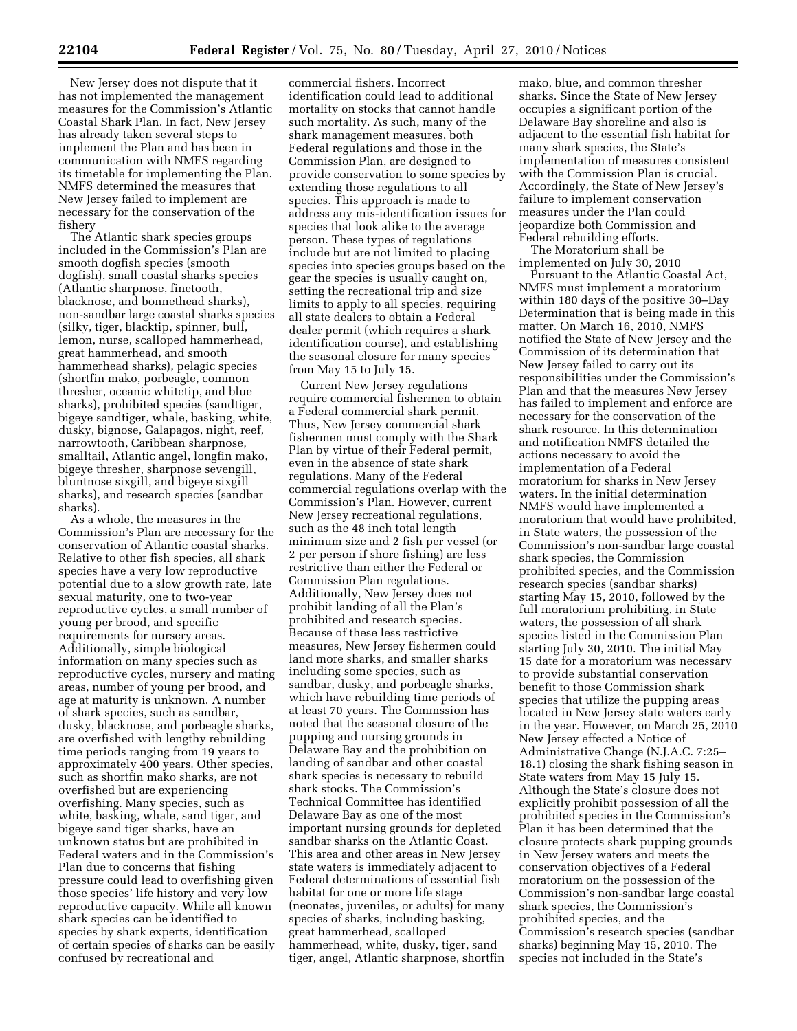New Jersey does not dispute that it has not implemented the management measures for the Commission's Atlantic Coastal Shark Plan. In fact, New Jersey has already taken several steps to implement the Plan and has been in communication with NMFS regarding its timetable for implementing the Plan.

NMFS determined the measures that New Jersey failed to implement are necessary for the conservation of the fishery

The Atlantic shark species groups included in the Commission's Plan are smooth dogfish species (smooth dogfish), small coastal sharks species (Atlantic sharpnose, finetooth, blacknose, and bonnethead sharks), non-sandbar large coastal sharks species (silky, tiger, blacktip, spinner, bull, lemon, nurse, scalloped hammerhead, great hammerhead, and smooth hammerhead sharks), pelagic species (shortfin mako, porbeagle, common thresher, oceanic whitetip, and blue sharks), prohibited species (sandtiger, bigeye sandtiger, whale, basking, white, dusky, bignose, Galapagos, night, reef, narrowtooth, Caribbean sharpnose, smalltail, Atlantic angel, longfin mako, bigeye thresher, sharpnose sevengill, bluntnose sixgill, and bigeye sixgill sharks), and research species (sandbar sharks).

As a whole, the measures in the Commission's Plan are necessary for the conservation of Atlantic coastal sharks. Relative to other fish species, all shark species have a very low reproductive potential due to a slow growth rate, late sexual maturity, one to two-year reproductive cycles, a small number of young per brood, and specific requirements for nursery areas. Additionally, simple biological information on many species such as reproductive cycles, nursery and mating areas, number of young per brood, and age at maturity is unknown. A number of shark species, such as sandbar, dusky, blacknose, and porbeagle sharks, are overfished with lengthy rebuilding time periods ranging from 19 years to approximately 400 years. Other species, such as shortfin mako sharks, are not overfished but are experiencing overfishing. Many species, such as white, basking, whale, sand tiger, and bigeye sand tiger sharks, have an unknown status but are prohibited in Federal waters and in the Commission's Plan due to concerns that fishing pressure could lead to overfishing given those species' life history and very low reproductive capacity. While all known shark species can be identified to species by shark experts, identification of certain species of sharks can be easily confused by recreational and commercial fishers. Incorrect identification could lead to additional mortality on stocks that cannot handle such mortality. As such, many of the shark management measures, both Federal regulations and those in the Commission Plan, are designed to provide conservation to some species by extending those regulations to all species. This approach is made to address any mis-identification issues for species that look alike to the average person. These types of regulations include but are not limited to placing species into species groups based on the gear the species is usually caught on, setting the recreational trip and size limits to apply to all species, requiring all state dealers to obtain a Federal dealer permit (which requires a shark identification course), and establishing the seasonal closure for many species from May 15 to July 15.

Current New Jersey regulations require commercial fishermen to obtain a Federal commercial shark permit. Thus, New Jersey commercial shark fishermen must comply with the Shark Plan by virtue of their Federal permit, even in the absence of state shark regulations. Many of the Federal commercial regulations overlap with the Commission's Plan. However, current New Jersey recreational regulations, such as the 48 inch total length minimum size and 2 fish per vessel (or 2 per person if shore fishing) are less restrictive than either the Federal or Commission Plan regulations. Additionally, New Jersey does not prohibit landing of all the Plan's prohibited and research species. Because of these less restrictive measures, New Jersey fishermen could land more sharks, and smaller sharks including some species, such as sandbar, dusky, and porbeagle sharks, which have rebuilding time periods of at least 70 years. The Commssion has noted that the seasonal closure of the pupping and nursing grounds in Delaware Bay and the prohibition on landing of sandbar and other coastal shark species is necessary to rebuild shark stocks. The Commission's Technical Committee has identified Delaware Bay as one of the most important nursing grounds for depleted sandbar sharks on the Atlantic Coast. This area and other areas in New Jersey state waters is immediately adjacent to Federal determinations of essential fish habitat for one or more life stage (neonates, juveniles, or adults) for many species of sharks, including basking, great hammerhead, scalloped hammerhead, white, dusky, tiger, sand tiger, angel, Atlantic sharpnose, shortfin mako, blue, and common thresher sharks. Since the State of New Jersey occupies a significant portion of the Delaware Bay shoreline and also is adjacent to the essential fish habitat for many shark species, the State's implementation of measures consistent with the Commission Plan is crucial. Accordingly, the State of New Jersey's failure to implement conservation measures under the Plan could jeopardize both Commission and Federal rebuilding efforts.

The Moratorium shall be implemented on July 30, 2010

Pursuant to the Atlantic Coastal Act, NMFS must implement a moratorium within 180 days of the positive 30–Day Determination that is being made in this matter. On March 16, 2010, NMFS notified the State of New Jersey and the Commission of its determination that New Jersey failed to carry out its responsibilities under the Commission's Plan and that the measures New Jersey has failed to implement and enforce are necessary for the conservation of the shark resource. In this determination and notification NMFS detailed the actions necessary to avoid the implementation of a Federal moratorium for sharks in New Jersey waters. In the initial determination NMFS would have implemented a moratorium that would have prohibited, in State waters, the possession of the Commission's non-sandbar large coastal shark species, the Commission prohibited species, and the Commission research species (sandbar sharks) starting May 15, 2010, followed by the full moratorium prohibiting, in State waters, the possession of all shark species listed in the Commission Plan starting July 30, 2010. The initial May 15 date for a moratorium was necessary to provide substantial conservation benefit to those Commission shark species that utilize the pupping areas located in New Jersey state waters early in the year. However, on March 25, 2010 New Jersey effected a Notice of Administrative Change (N.J.A.C. 7:25–18.1) closing the shark fishing season in State waters from May 15 July 15. Although the State's closure does not explicitly prohibit possession of all the prohibited species in the Commission's Plan it has been determined that the closure protects shark pupping grounds in New Jersey waters and meets the conservation objectives of a Federal moratorium on the possession of the Commission's non-sandbar large coastal shark species, the Commission's prohibited species, and the Commission's research species (sandbar sharks) beginning May 15, 2010. The species not included in the State's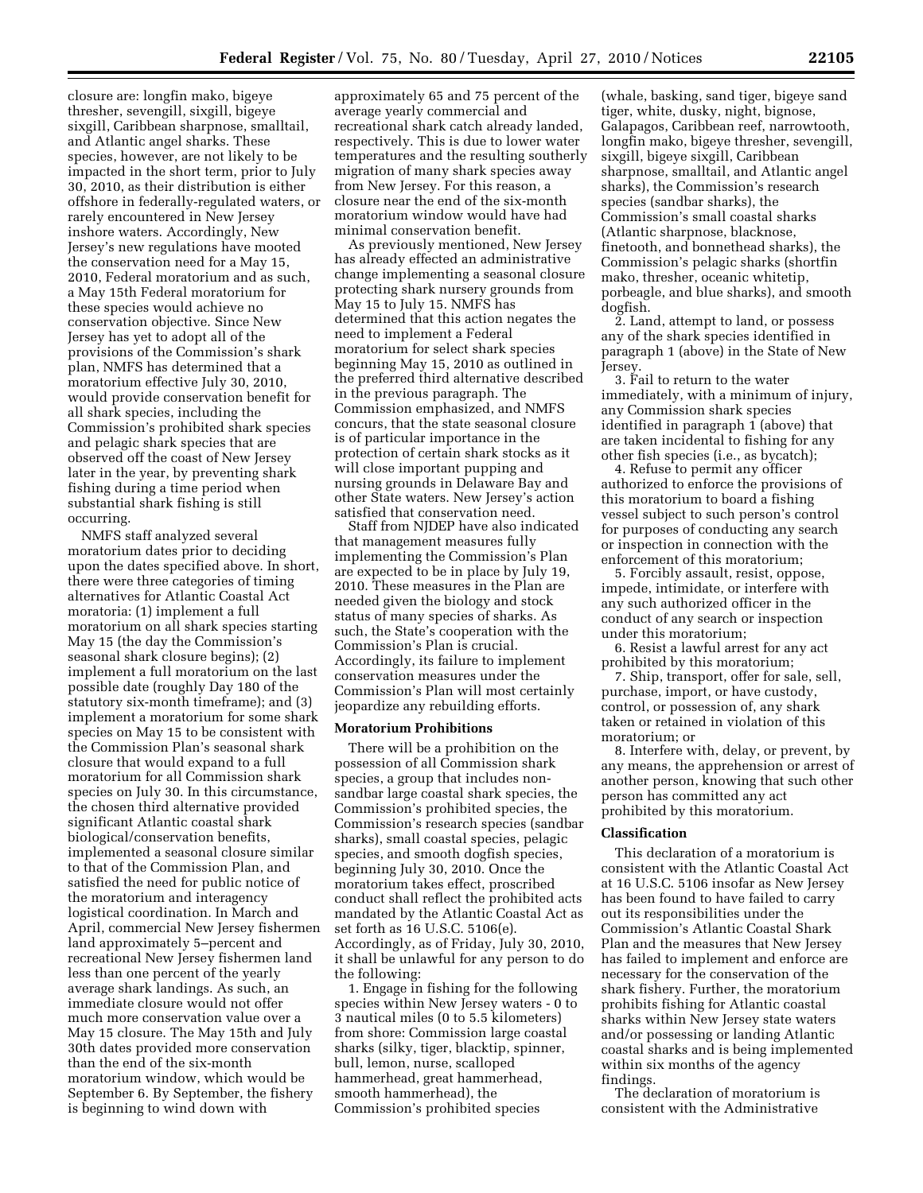closure are: longfin mako, bigeye thresher, sevengill, sixgill, bigeye sixgill, Caribbean sharpnose, smalltail, and Atlantic angel sharks. These species, however, are not likely to be impacted in the short term, prior to July 30, 2010, as their distribution is either offshore in federally-regulated waters, or rarely encountered in New Jersey inshore waters. Accordingly, New Jersey's new regulations have mooted the conservation need for a May 15, 2010, Federal moratorium and as such, a May 15th Federal moratorium for these species would achieve no conservation objective. Since New Jersey has yet to adopt all of the provisions of the Commission's shark plan, NMFS has determined that a moratorium effective July 30, 2010, would provide conservation benefit for all shark species, including the Commission's prohibited shark species and pelagic shark species that are observed off the coast of New Jersey later in the year, by preventing shark fishing during a time period when substantial shark fishing is still occurring.

NMFS staff analyzed several moratorium dates prior to deciding upon the dates specified above. In short, there were three categories of timing alternatives for Atlantic Coastal Act moratoria: (1) implement a full moratorium on all shark species starting May 15 (the day the Commission's seasonal shark closure begins); (2) implement a full moratorium on the last possible date (roughly Day 180 of the statutory six-month timeframe); and (3) implement a moratorium for some shark species on May 15 to be consistent with the Commission Plan's seasonal shark closure that would expand to a full moratorium for all Commission shark species on July 30. In this circumstance, the chosen third alternative provided significant Atlantic coastal shark biological/conservation benefits, implemented a seasonal closure similar to that of the Commission Plan, and satisfied the need for public notice of the moratorium and interagency logistical coordination. In March and April, commercial New Jersey fishermen land approximately 5–percent and recreational New Jersey fishermen land less than one percent of the yearly average shark landings. As such, an immediate closure would not offer much more conservation value over a May 15 closure. The May 15th and July 30th dates provided more conservation than the end of the six-month moratorium window, which would be September 6. By September, the fishery is beginning to wind down with approximately 65 and 75 percent of the average yearly commercial and recreational shark catch already landed, respectively. This is due to lower water temperatures and the resulting southerly migration of many shark species away from New Jersey. For this reason, a closure near the end of the six-month moratorium window would have had minimal conservation benefit.

As previously mentioned, New Jersey has already effected an administrative change implementing a seasonal closure protecting shark nursery grounds from May 15 to July 15. NMFS has determined that this action negates the need to implement a Federal moratorium for select shark species beginning May 15, 2010 as outlined in the preferred third alternative described in the previous paragraph. The Commission emphasized, and NMFS concurs, that the state seasonal closure is of particular importance in the protection of certain shark stocks as it will close important pupping and nursing grounds in Delaware Bay and other State waters. New Jersey's action satisfied that conservation need.

Staff from NJDEP have also indicated that management measures fully implementing the Commission's Plan are expected to be in place by July 19, 2010. These measures in the Plan are needed given the biology and stock status of many species of sharks. As such, the State's cooperation with the Commission's Plan is crucial. Accordingly, its failure to implement conservation measures under the Commission's Plan will most certainly jeopardize any rebuilding efforts.

## Moratorium Prohibitions

There will be a prohibition on the possession of all Commission shark species, a group that includes non-sandbar large coastal shark species, the Commission's prohibited species, the Commission's research species (sandbar sharks), small coastal species, pelagic species, and smooth dogfish species, beginning July 30, 2010. Once the moratorium takes effect, proscribed conduct shall reflect the prohibited acts mandated by the Atlantic Coastal Act as set forth as 16 U.S.C. 5106(e). Accordingly, as of Friday, July 30, 2010, it shall be unlawful for any person to do the following:

1. Engage in fishing for the following species within New Jersey waters - 0 to 3 nautical miles (0 to 5.5 kilometers) from shore: Commission large coastal sharks (silky, tiger, blacktip, spinner, bull, lemon, nurse, scalloped hammerhead, great hammerhead, smooth hammerhead), the Commission's prohibited species (whale, basking, sand tiger, bigeye sand tiger, white, dusky, night, bignose, Galapagos, Caribbean reef, narrowtooth, longfin mako, bigeye thresher, sevengill, sixgill, bigeye sixgill, Caribbean sharpnose, smalltail, and Atlantic angel sharks), the Commission's research species (sandbar sharks), the Commission's small coastal sharks (Atlantic sharpnose, blacknose, finetooth, and bonnethead sharks), the Commission's pelagic sharks (shortfin mako, thresher, oceanic whitetip, porbeagle, and blue sharks), and smooth dogfish.
2. Land, attempt to land, or possess any of the shark species identified in paragraph 1 (above) in the State of New Jersey.
3. Fail to return to the water immediately, with a minimum of injury, any Commission shark species identified in paragraph 1 (above) that are taken incidental to fishing for any other fish species (i.e., as bycatch);
4. Refuse to permit any officer authorized to enforce the provisions of this moratorium to board a fishing vessel subject to such person's control for purposes of conducting any search or inspection in connection with the enforcement of this moratorium;
5. Forcibly assault, resist, oppose, impede, intimidate, or interfere with any such authorized officer in the conduct of any search or inspection under this moratorium;
6. Resist a lawful arrest for any act prohibited by this moratorium;
7. Ship, transport, offer for sale, sell, purchase, import, or have custody, control, or possession of, any shark taken or retained in violation of this moratorium; or
8. Interfere with, delay, or prevent, by any means, the apprehension or arrest of another person, knowing that such other person has committed any act prohibited by this moratorium.

## Classification

This declaration of a moratorium is consistent with the Atlantic Coastal Act at 16 U.S.C. 5106 insofar as New Jersey has been found to have failed to carry out its responsibilities under the Commission's Atlantic Coastal Shark Plan and the measures that New Jersey has failed to implement and enforce are necessary for the conservation of the shark fishery. Further, the moratorium prohibits fishing for Atlantic coastal sharks within New Jersey state waters and/or possessing or landing Atlantic coastal sharks and is being implemented within six months of the agency findings.

The declaration of moratorium is consistent with the Administrative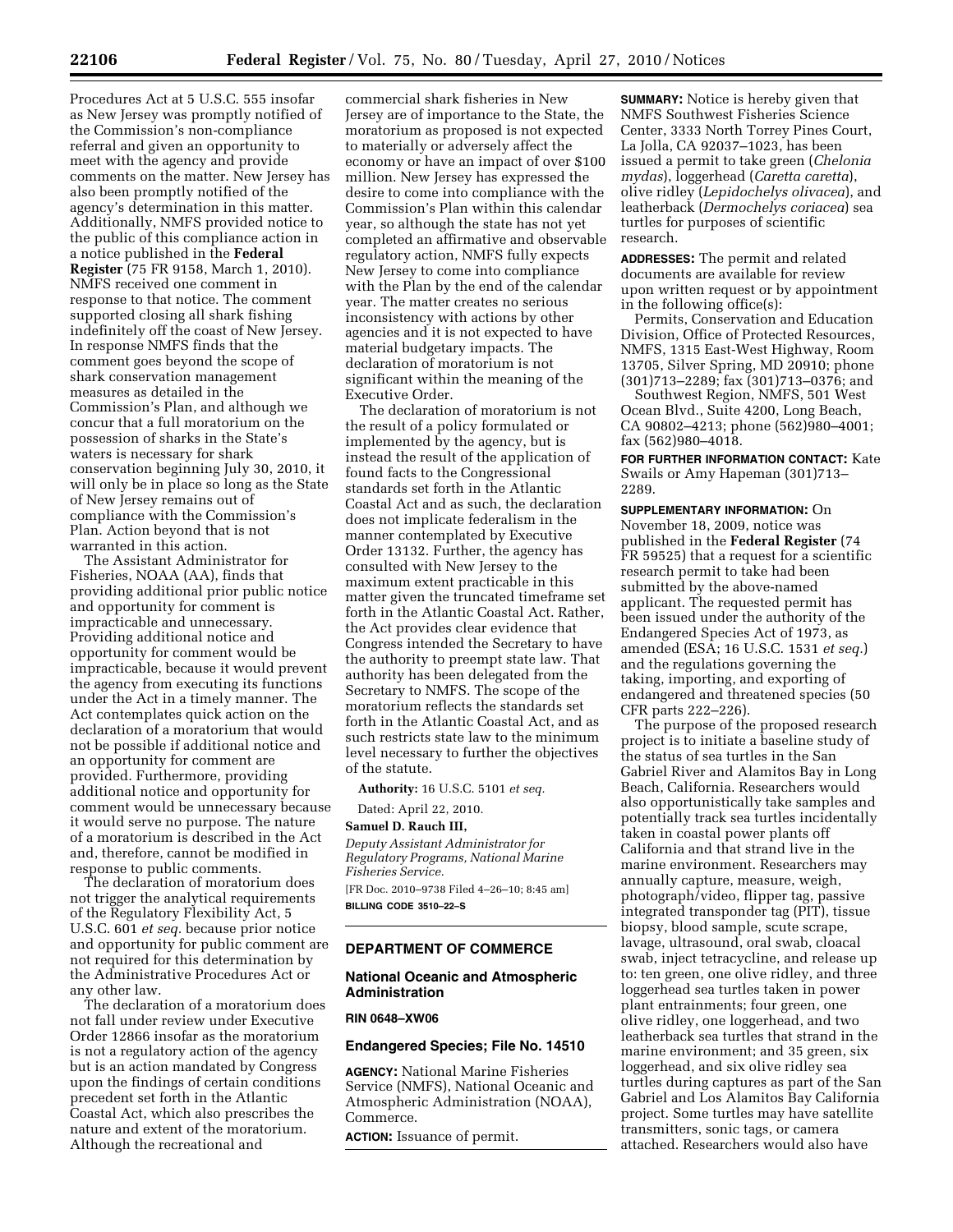Procedures Act at 5 U.S.C. 555 insofar as New Jersey was promptly notified of the Commission's non-compliance referral and given an opportunity to meet with the agency and provide comments on the matter. New Jersey has also been promptly notified of the agency's determination in this matter. Additionally, NMFS provided notice to the public of this compliance action in a notice published in the **Federal Register** (75 FR 9158, March 1, 2010). NMFS received one comment in response to that notice. The comment supported closing all shark fishing indefinitely off the coast of New Jersey. In response NMFS finds that the comment goes beyond the scope of shark conservation management measures as detailed in the Commission's Plan, and although we concur that a full moratorium on the possession of sharks in the State's waters is necessary for shark conservation beginning July 30, 2010, it will only be in place so long as the State of New Jersey remains out of compliance with the Commission's Plan. Action beyond that is not warranted in this action.

The Assistant Administrator for Fisheries, NOAA (AA), finds that providing additional prior public notice and opportunity for comment is impracticable and unnecessary. Providing additional notice and opportunity for comment would be impracticable, because it would prevent the agency from executing its functions under the Act in a timely manner. The Act contemplates quick action on the declaration of a moratorium that would not be possible if additional notice and an opportunity for comment are provided. Furthermore, providing additional notice and opportunity for comment would be unnecessary because it would serve no purpose. The nature of a moratorium is described in the Act and, therefore, cannot be modified in response to public comments.

The declaration of moratorium does not trigger the analytical requirements of the Regulatory Flexibility Act, 5 U.S.C. 601 *et seq.* because prior notice and opportunity for public comment are not required for this determination by the Administrative Procedures Act or any other law.

The declaration of a moratorium does not fall under review under Executive Order 12866 insofar as the moratorium is not a regulatory action of the agency but is an action mandated by Congress upon the findings of certain conditions precedent set forth in the Atlantic Coastal Act, which also prescribes the nature and extent of the moratorium. Although the recreational and commercial shark fisheries in New Jersey are of importance to the State, the moratorium as proposed is not expected to materially or adversely affect the economy or have an impact of over $100 million. New Jersey has expressed the desire to come into compliance with the Commission's Plan within this calendar year, so although the state has not yet completed an affirmative and observable regulatory action, NMFS fully expects New Jersey to come into compliance with the Plan by the end of the calendar year. The matter creates no serious inconsistency with actions by other agencies and it is not expected to have material budgetary impacts. The declaration of moratorium is not significant within the meaning of the Executive Order.

The declaration of moratorium is not the result of a policy formulated or implemented by the agency, but is instead the result of the application of found facts to the Congressional standards set forth in the Atlantic Coastal Act and as such, the declaration does not implicate federalism in the manner contemplated by Executive Order 13132. Further, the agency has consulted with New Jersey to the maximum extent practicable in this matter given the truncated timeframe set forth in the Atlantic Coastal Act. Rather, the Act provides clear evidence that Congress intended the Secretary to have the authority to preempt state law. That authority has been delegated from the Secretary to NMFS. The scope of the moratorium reflects the standards set forth in the Atlantic Coastal Act, and as such restricts state law to the minimum level necessary to further the objectives of the statute.

**Authority:** 16 U.S.C. 5101 *et seq.*

Dated: April 22, 2010.

**Samuel D. Rauch III,**

*Deputy Assistant Administrator for Regulatory Programs, National Marine Fisheries Service.*

[FR Doc. 2010–9738 Filed 4–26–10; 8:45 am]

**BILLING CODE 3510–22–S**

## DEPARTMENT OF COMMERCE

### National Oceanic and Atmospheric Administration

**RIN 0648–XW06**

### Endangered Species; File No. 14510

**AGENCY:** National Marine Fisheries Service (NMFS), National Oceanic and Atmospheric Administration (NOAA), Commerce.

**ACTION:** Issuance of permit.

**SUMMARY:** Notice is hereby given that NMFS Southwest Fisheries Science Center, 3333 North Torrey Pines Court, La Jolla, CA 92037–1023, has been issued a permit to take green (*Chelonia mydas*), loggerhead (*Caretta caretta*), olive ridley (*Lepidochelys olivacea*), and leatherback (*Dermochelys coriacea*) sea turtles for purposes of scientific research.

**ADDRESSES:** The permit and related documents are available for review upon written request or by appointment in the following office(s):

Permits, Conservation and Education Division, Office of Protected Resources, NMFS, 1315 East-West Highway, Room 13705, Silver Spring, MD 20910; phone (301)713–2289; fax (301)713–0376; and

Southwest Region, NMFS, 501 West Ocean Blvd., Suite 4200, Long Beach, CA 90802–4213; phone (562)980–4001; fax (562)980–4018.

**FOR FURTHER INFORMATION CONTACT:** Kate Swails or Amy Hapeman (301)713–2289.

**SUPPLEMENTARY INFORMATION:** On November 18, 2009, notice was published in the **Federal Register** (74 FR 59525) that a request for a scientific research permit to take had been submitted by the above-named applicant. The requested permit has been issued under the authority of the Endangered Species Act of 1973, as amended (ESA; 16 U.S.C. 1531 *et seq.*) and the regulations governing the taking, importing, and exporting of endangered and threatened species (50 CFR parts 222–226).

The purpose of the proposed research project is to initiate a baseline study of the status of sea turtles in the San Gabriel River and Alamitos Bay in Long Beach, California. Researchers would also opportunistically take samples and potentially track sea turtles incidentally taken in coastal power plants off California and that strand live in the marine environment. Researchers may annually capture, measure, weigh, photograph/video, flipper tag, passive integrated transponder tag (PIT), tissue biopsy, blood sample, scute scrape, lavage, ultrasound, oral swab, cloacal swab, inject tetracycline, and release up to: ten green, one olive ridley, and three loggerhead sea turtles taken in power plant entrainments; four green, one olive ridley, one loggerhead, and two leatherback sea turtles that strand in the marine environment; and 35 green, six loggerhead, and six olive ridley sea turtles during captures as part of the San Gabriel and Los Alamitos Bay California project. Some turtles may have satellite transmitters, sonic tags, or camera attached. Researchers would also have